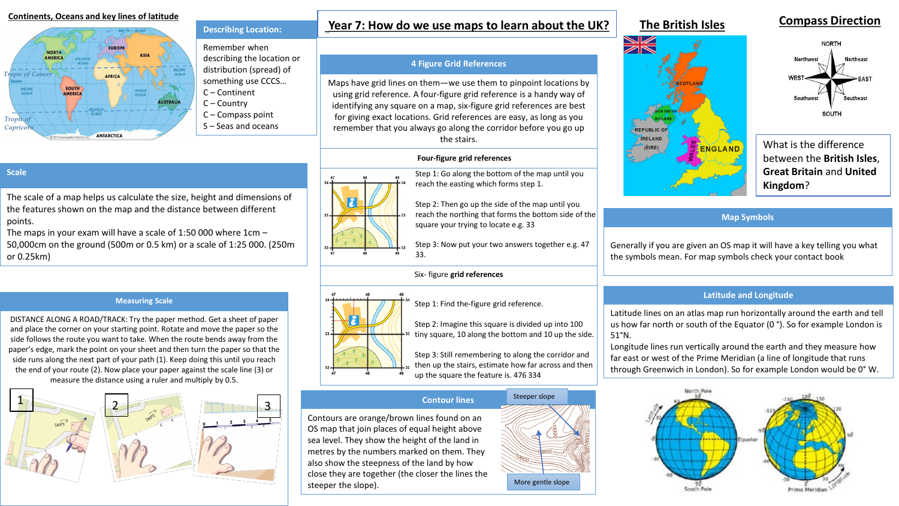# Year 7: How do we use maps to learn about the UK?

## Continents, Oceans and key lines of latitude

## Describing Location:

Remember when describing the location or distribution (spread) of something use CCCS…

C – Continent
C – Country
C – Compass point
S – Seas and oceans

## Scale

The scale of a map helps us calculate the size, height and dimensions of the features shown on the map and the distance between different points.
The maps in your exam will have a scale of 1:50 000 where 1cm – 50,000cm on the ground (500m or 0.5 km) or a scale of 1:25 000. (250m or 0.25km)

## Measuring Scale

DISTANCE ALONG A ROAD/TRACK: Try the paper method. Get a sheet of paper and place the corner on your starting point. Rotate and move the paper so the side follows the route you want to take. When the route bends away from the paper's edge, mark the point on your sheet and then turn the paper so that the side runs along the next part of your path (1). Keep doing this until you reach the end of your route (2). Now place your paper against the scale line (3) or measure the distance using a ruler and multiply by 0.5.

## 4 Figure Grid References

Maps have grid lines on them—we use them to pinpoint locations by using grid reference. A four-figure grid reference is a handy way of identifying any square on a map, six-figure grid references are best for giving exact locations. Grid references are easy, as long as you remember that you always go along the corridor before you go up the stairs.

### Four-figure grid references

Step 1: Go along the bottom of the map until you reach the easting which forms step 1.

Step 2: Then go up the side of the map until you reach the northing that forms the bottom side of the square your trying to locate e.g. 33

Step 3: Now put your two answers together e.g. 47 33.

### Six- figure grid references

Step 1: Find the-figure grid reference.

Step 2: Imagine this square is divided up into 100 tiny square, 10 along the bottom and 10 up the side.

Step 3: Still remembering to along the corridor and then up the stairs, estimate how far across and then up the square the feature is. 476 334

## Contour lines

Contours are orange/brown lines found on an OS map that join places of equal height above sea level. They show the height of the land in metres by the numbers marked on them. They also show the steepness of the land by how close they are together (the closer the lines the steeper the slope).

Steeper slope

More gentle slope

## The British Isles

## Compass Direction

What is the difference between the **British Isles**, **Great Britain** and **United Kingdom**?

## Map Symbols

Generally if you are given an OS map it will have a key telling you what the symbols mean. For map symbols check your contact book

## Latitude and Longitude

Latitude lines on an atlas map run horizontally around the earth and tell us how far north or south of the Equator (0 °). So for example London is 51°N.
Longitude lines run vertically around the earth and they measure how far east or west of the Prime Meridian (a line of longitude that runs through Greenwich in London). So for example London would be 0° W.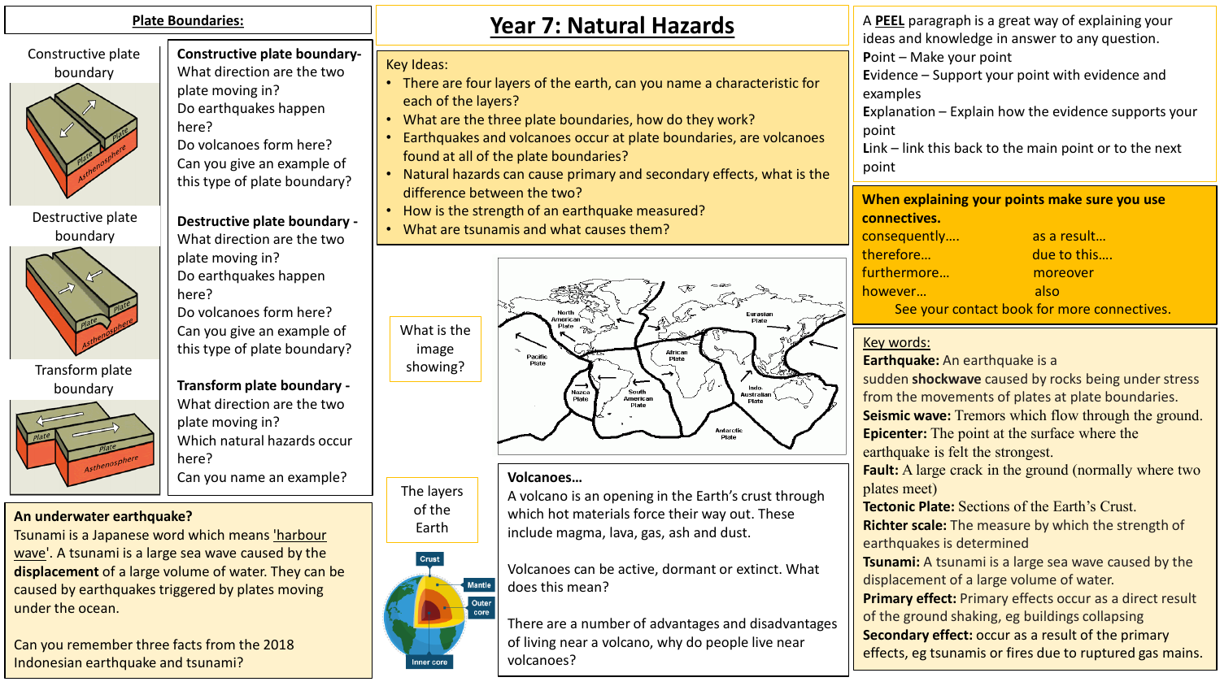# Year 7: Natural Hazards

## Plate Boundaries:

**Constructive plate boundary-**
What direction are the two plate moving in?
Do earthquakes happen here?
Do volcanoes form here?
Can you give an example of this type of plate boundary?

**Destructive plate boundary -**
What direction are the two plate moving in?
Do earthquakes happen here?
Do volcanoes form here?
Can you give an example of this type of plate boundary?

**Transform plate boundary -**
What direction are the two plate moving in?
Which natural hazards occur here?
Can you name an example?

### An underwater earthquake?

Tsunami is a Japanese word which means 'harbour wave'. A tsunami is a large sea wave caused by the **displacement** of a large volume of water. They can be caused by earthquakes triggered by plates moving under the ocean.

Can you remember three facts from the 2018 Indonesian earthquake and tsunami?

## Key Ideas:

- There are four layers of the earth, can you name a characteristic for each of the layers?
- What are the three plate boundaries, how do they work?
- Earthquakes and volcanoes occur at plate boundaries, are volcanoes found at all of the plate boundaries?
- Natural hazards can cause primary and secondary effects, what is the difference between the two?
- How is the strength of an earthquake measured?
- What are tsunamis and what causes them?

What is the image showing?

The layers of the Earth

### Volcanoes…

A volcano is an opening in the Earth's crust through which hot materials force their way out. These include magma, lava, gas, ash and dust.

Volcanoes can be active, dormant or extinct. What does this mean?

There are a number of advantages and disadvantages of living near a volcano, why do people live near volcanoes?

A **PEEL** paragraph is a great way of explaining your ideas and knowledge in answer to any question.
**P**oint – Make your point
**E**vidence – Support your point with evidence and examples
**E**xplanation – Explain how the evidence supports your point
**L**ink – link this back to the main point or to the next point

**When explaining your points make sure you use connectives.**

| | |
|---|---|
| consequently…. | as a result… |
| therefore… | due to this…. |
| furthermore… | moreover |
| however… | also |

See your contact book for more connectives.

### Key words:

**Earthquake:** An earthquake is a sudden **shockwave** caused by rocks being under stress from the movements of plates at plate boundaries.
**Seismic wave:** Tremors which flow through the ground.
**Epicenter:** The point at the surface where the earthquake is felt the strongest.
**Fault:** A large crack in the ground (normally where two plates meet)
**Tectonic Plate:** Sections of the Earth's Crust.
**Richter scale:** The measure by which the strength of earthquakes is determined
**Tsunami:** A tsunami is a large sea wave caused by the displacement of a large volume of water.
**Primary effect:** Primary effects occur as a direct result of the ground shaking, eg buildings collapsing
**Secondary effect:** occur as a result of the primary effects, eg tsunamis or fires due to ruptured gas mains.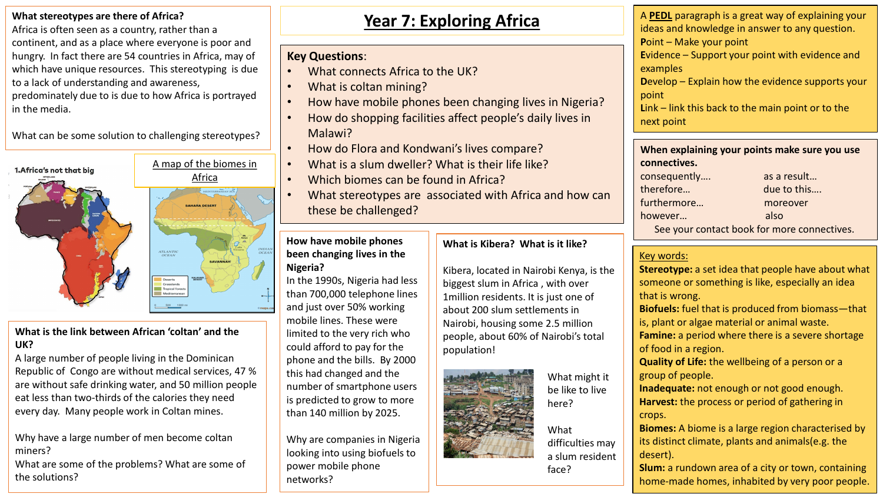# Year 7: Exploring Africa

## What stereotypes are there of Africa?

Africa is often seen as a country, rather than a continent, and as a place where everyone is poor and hungry. In fact there are 54 countries in Africa, may of which have unique resources. This stereotyping is due to a lack of understanding and awareness, predominately due to is due to how Africa is portrayed in the media.

What can be some solution to challenging stereotypes?

1.Africa's not that big

A map of the biomes in Africa

## What is the link between African 'coltan' and the UK?

A large number of people living in the Dominican Republic of Congo are without medical services, 47 % are without safe drinking water, and 50 million people eat less than two-thirds of the calories they need every day. Many people work in Coltan mines.

Why have a large number of men become coltan miners?

What are some of the problems? What are some of the solutions?

## Key Questions:

- What connects Africa to the UK?
- What is coltan mining?
- How have mobile phones been changing lives in Nigeria?
- How do shopping facilities affect people's daily lives in Malawi?
- How do Flora and Kondwani's lives compare?
- What is a slum dweller? What is their life like?
- Which biomes can be found in Africa?
- What stereotypes are associated with Africa and how can these be challenged?

## How have mobile phones been changing lives in the Nigeria?

In the 1990s, Nigeria had less than 700,000 telephone lines and just over 50% working mobile lines. These were limited to the very rich who could afford to pay for the phone and the bills. By 2000 this had changed and the number of smartphone users is predicted to grow to more than 140 million by 2025.

Why are companies in Nigeria looking into using biofuels to power mobile phone networks?

## What is Kibera? What is it like?

Kibera, located in Nairobi Kenya, is the biggest slum in Africa , with over 1million residents. It is just one of about 200 slum settlements in Nairobi, housing some 2.5 million people, about 60% of Nairobi's total population!

What might it be like to live here?

What difficulties may a slum resident face?

## PEDL

A **PEDL** paragraph is a great way of explaining your ideas and knowledge in answer to any question.

**P**oint – Make your point
**E**vidence – Support your point with evidence and examples
**D**evelop – Explain how the evidence supports your point
**L**ink – link this back to the main point or to the next point

## When explaining your points make sure you use connectives.

| | |
|---|---|
| consequently…. | as a result… |
| therefore… | due to this…. |
| furthermore… | moreover |
| however… | also |

See your contact book for more connectives.

## Key words:

**Stereotype:** a set idea that people have about what someone or something is like, especially an idea that is wrong.
**Biofuels:** fuel that is produced from biomass—that is, plant or algae material or animal waste.
**Famine:** a period where there is a severe shortage of food in a region.
**Quality of Life:** the wellbeing of a person or a group of people.
**Inadequate:** not enough or not good enough.
**Harvest:** the process or period of gathering in crops.
**Biomes:** A biome is a large region characterised by its distinct climate, plants and animals(e.g. the desert).
**Slum:** a rundown area of a city or town, containing home-made homes, inhabited by very poor people.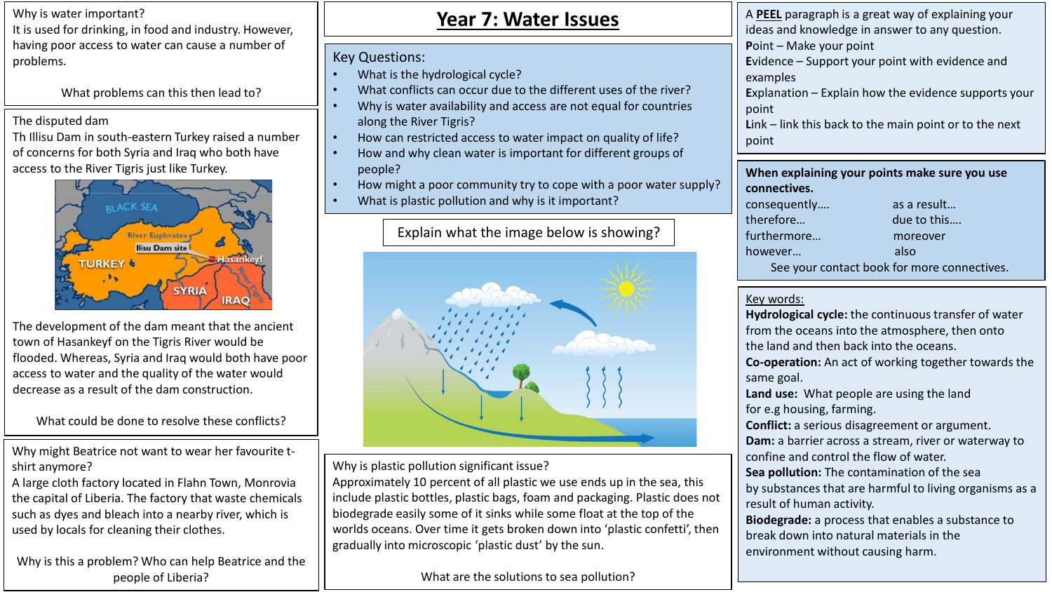# Year 7: Water Issues

Why is water important?
It is used for drinking, in food and industry. However, having poor access to water can cause a number of problems.

What problems can this then lead to?

The disputed dam
Th Illisu Dam in south-eastern Turkey raised a number of concerns for both Syria and Iraq who both have access to the River Tigris just like Turkey.

BLACK SEA
River Euphrates
Ilisu Dam site
Hasankeyf
TURKEY
SYRIA
IRAQ
River Tigris

The development of the dam meant that the ancient town of Hasankeyf on the Tigris River would be flooded. Whereas, Syria and Iraq would both have poor access to water and the quality of the water would decrease as a result of the dam construction.

What could be done to resolve these conflicts?

Why might Beatrice not want to wear her favourite t-shirt anymore?
A large cloth factory located in Flahn Town, Monrovia the capital of Liberia. The factory that waste chemicals such as dyes and bleach into a nearby river, which is used by locals for cleaning their clothes.

Why is this a problem? Who can help Beatrice and the people of Liberia?

Key Questions:

- What is the hydrological cycle?
- What conflicts can occur due to the different uses of the river?
- Why is water availability and access are not equal for countries along the River Tigris?
- How can restricted access to water impact on quality of life?
- How and why clean water is important for different groups of people?
- How might a poor community try to cope with a poor water supply?
- What is plastic pollution and why is it important?

Explain what the image below is showing?

Why is plastic pollution significant issue?
Approximately 10 percent of all plastic we use ends up in the sea, this include plastic bottles, plastic bags, foam and packaging. Plastic does not biodegrade easily some of it sinks while some float at the top of the worlds oceans. Over time it gets broken down into 'plastic confetti', then gradually into microscopic 'plastic dust' by the sun.

What are the solutions to sea pollution?

A **PEEL** paragraph is a great way of explaining your ideas and knowledge in answer to any question.
**P**oint – Make your point
**E**vidence – Support your point with evidence and examples
**E**xplanation – Explain how the evidence supports your point
**L**ink – link this back to the main point or to the next point

**When explaining your points make sure you use connectives.**

| | |
|---|---|
| consequently…. | as a result… |
| therefore… | due to this…. |
| furthermore… | moreover |
| however… | also |

See your contact book for more connectives.

Key words:

**Hydrological cycle:** the continuous transfer of water from the oceans into the atmosphere, then onto the land and then back into the oceans.
**Co-operation:** An act of working together towards the same goal.
**Land use:** What people are using the land for e.g housing, farming.
**Conflict:** a serious disagreement or argument.
**Dam:** a barrier across a stream, river or waterway to confine and control the flow of water.
**Sea pollution:** The contamination of the sea by substances that are harmful to living organisms as a result of human activity.
**Biodegrade:** a process that enables a substance to break down into natural materials in the environment without causing harm.